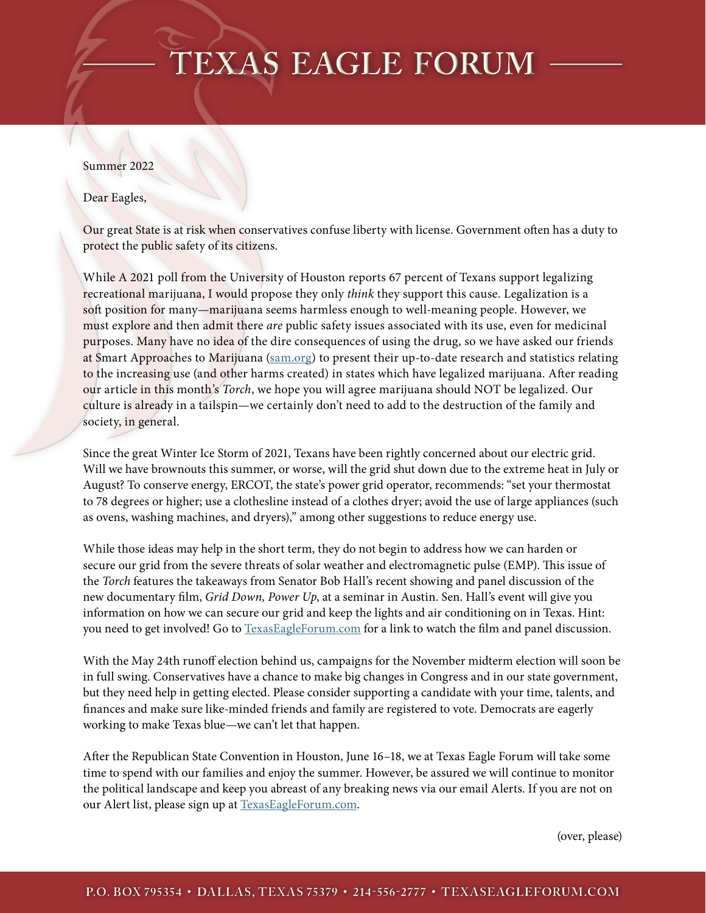# TEXAS EAGLE FORUM

Summer 2022

Dear Eagles,

Our great State is at risk when conservatives confuse liberty with license. Government often has a duty to protect the public safety of its citizens.

While A 2021 poll from the University of Houston reports 67 percent of Texans support legalizing recreational marijuana, I would propose they only *think* they support this cause. Legalization is a soft position for many—marijuana seems harmless enough to well-meaning people. However, we must explore and then admit there *are* public safety issues associated with its use, even for medicinal purposes. Many have no idea of the dire consequences of using the drug, so we have asked our friends at Smart Approaches to Marijuana (sam.org) to present their up-to-date research and statistics relating to the increasing use (and other harms created) in states which have legalized marijuana. After reading our article in this month's *Torch*, we hope you will agree marijuana should NOT be legalized. Our culture is already in a tailspin—we certainly don't need to add to the destruction of the family and society, in general.

Since the great Winter Ice Storm of 2021, Texans have been rightly concerned about our electric grid. Will we have brownouts this summer, or worse, will the grid shut down due to the extreme heat in July or August? To conserve energy, ERCOT, the state's power grid operator, recommends: "set your thermostat to 78 degrees or higher; use a clothesline instead of a clothes dryer; avoid the use of large appliances (such as ovens, washing machines, and dryers)," among other suggestions to reduce energy use.

While those ideas may help in the short term, they do not begin to address how we can harden or secure our grid from the severe threats of solar weather and electromagnetic pulse (EMP). This issue of the *Torch* features the takeaways from Senator Bob Hall's recent showing and panel discussion of the new documentary film, *Grid Down, Power Up*, at a seminar in Austin. Sen. Hall's event will give you information on how we can secure our grid and keep the lights and air conditioning on in Texas. Hint: you need to get involved! Go to TexasEagleForum.com for a link to watch the film and panel discussion.

With the May 24th runoff election behind us, campaigns for the November midterm election will soon be in full swing. Conservatives have a chance to make big changes in Congress and in our state government, but they need help in getting elected. Please consider supporting a candidate with your time, talents, and finances and make sure like-minded friends and family are registered to vote. Democrats are eagerly working to make Texas blue—we can't let that happen.

After the Republican State Convention in Houston, June 16–18, we at Texas Eagle Forum will take some time to spend with our families and enjoy the summer. However, be assured we will continue to monitor the political landscape and keep you abreast of any breaking news via our email Alerts. If you are not on our Alert list, please sign up at TexasEagleForum.com.

(over, please)

P.O. BOX 795354 • DALLAS, TEXAS 75379 • 214-556-2777 • TEXASEAGLEFORUM.COM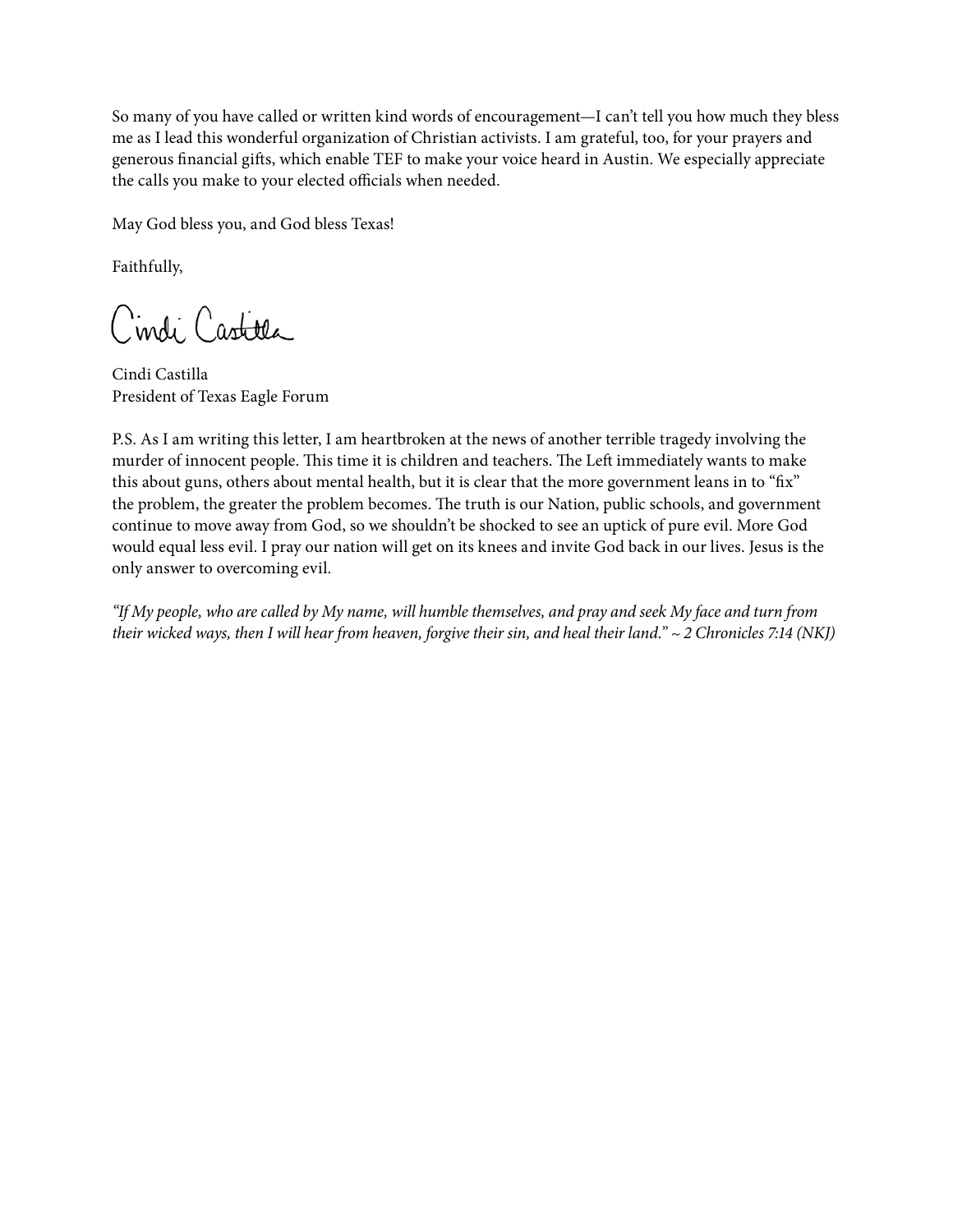So many of you have called or written kind words of encouragement—I can't tell you how much they bless me as I lead this wonderful organization of Christian activists. I am grateful, too, for your prayers and generous financial gifts, which enable TEF to make your voice heard in Austin. We especially appreciate the calls you make to your elected officials when needed.

May God bless you, and God bless Texas!

Faithfully,

Cindi Castilla

Cindi Castilla
President of Texas Eagle Forum

P.S. As I am writing this letter, I am heartbroken at the news of another terrible tragedy involving the murder of innocent people. This time it is children and teachers. The Left immediately wants to make this about guns, others about mental health, but it is clear that the more government leans in to "fix" the problem, the greater the problem becomes. The truth is our Nation, public schools, and government continue to move away from God, so we shouldn't be shocked to see an uptick of pure evil. More God would equal less evil. I pray our nation will get on its knees and invite God back in our lives. Jesus is the only answer to overcoming evil.

*"If My people, who are called by My name, will humble themselves, and pray and seek My face and turn from their wicked ways, then I will hear from heaven, forgive their sin, and heal their land." ~ 2 Chronicles 7:14 (NKJ)*